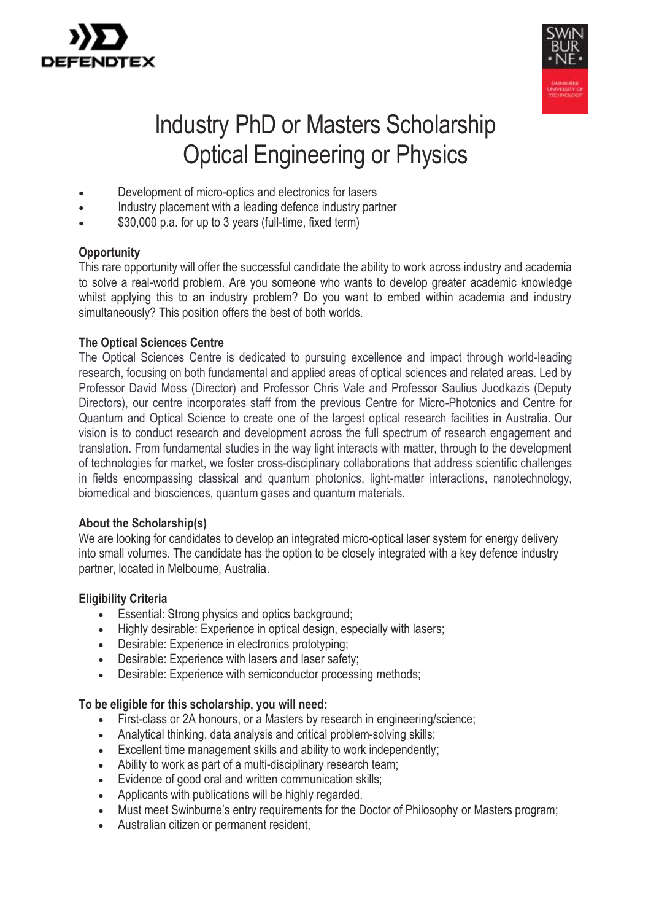# Industry PhD or Masters Scholarship Optical Engineering or Physics

- Development of micro-optics and electronics for lasers
- Industry placement with a leading defence industry partner
- $30,000 p.a. for up to 3 years (full-time, fixed term)

## Opportunity

This rare opportunity will offer the successful candidate the ability to work across industry and academia to solve a real-world problem. Are you someone who wants to develop greater academic knowledge whilst applying this to an industry problem? Do you want to embed within academia and industry simultaneously? This position offers the best of both worlds.

## The Optical Sciences Centre

The Optical Sciences Centre is dedicated to pursuing excellence and impact through world-leading research, focusing on both fundamental and applied areas of optical sciences and related areas. Led by Professor David Moss (Director) and Professor Chris Vale and Professor Saulius Juodkazis (Deputy Directors), our centre incorporates staff from the previous Centre for Micro-Photonics and Centre for Quantum and Optical Science to create one of the largest optical research facilities in Australia. Our vision is to conduct research and development across the full spectrum of research engagement and translation. From fundamental studies in the way light interacts with matter, through to the development of technologies for market, we foster cross-disciplinary collaborations that address scientific challenges in fields encompassing classical and quantum photonics, light-matter interactions, nanotechnology, biomedical and biosciences, quantum gases and quantum materials.

## About the Scholarship(s)

We are looking for candidates to develop an integrated micro-optical laser system for energy delivery into small volumes. The candidate has the option to be closely integrated with a key defence industry partner, located in Melbourne, Australia.

## Eligibility Criteria

- Essential: Strong physics and optics background;
- Highly desirable: Experience in optical design, especially with lasers;
- Desirable: Experience in electronics prototyping;
- Desirable: Experience with lasers and laser safety;
- Desirable: Experience with semiconductor processing methods;

## To be eligible for this scholarship, you will need:

- First-class or 2A honours, or a Masters by research in engineering/science;
- Analytical thinking, data analysis and critical problem-solving skills;
- Excellent time management skills and ability to work independently;
- Ability to work as part of a multi-disciplinary research team;
- Evidence of good oral and written communication skills;
- Applicants with publications will be highly regarded.
- Must meet Swinburne's entry requirements for the Doctor of Philosophy or Masters program;
- Australian citizen or permanent resident,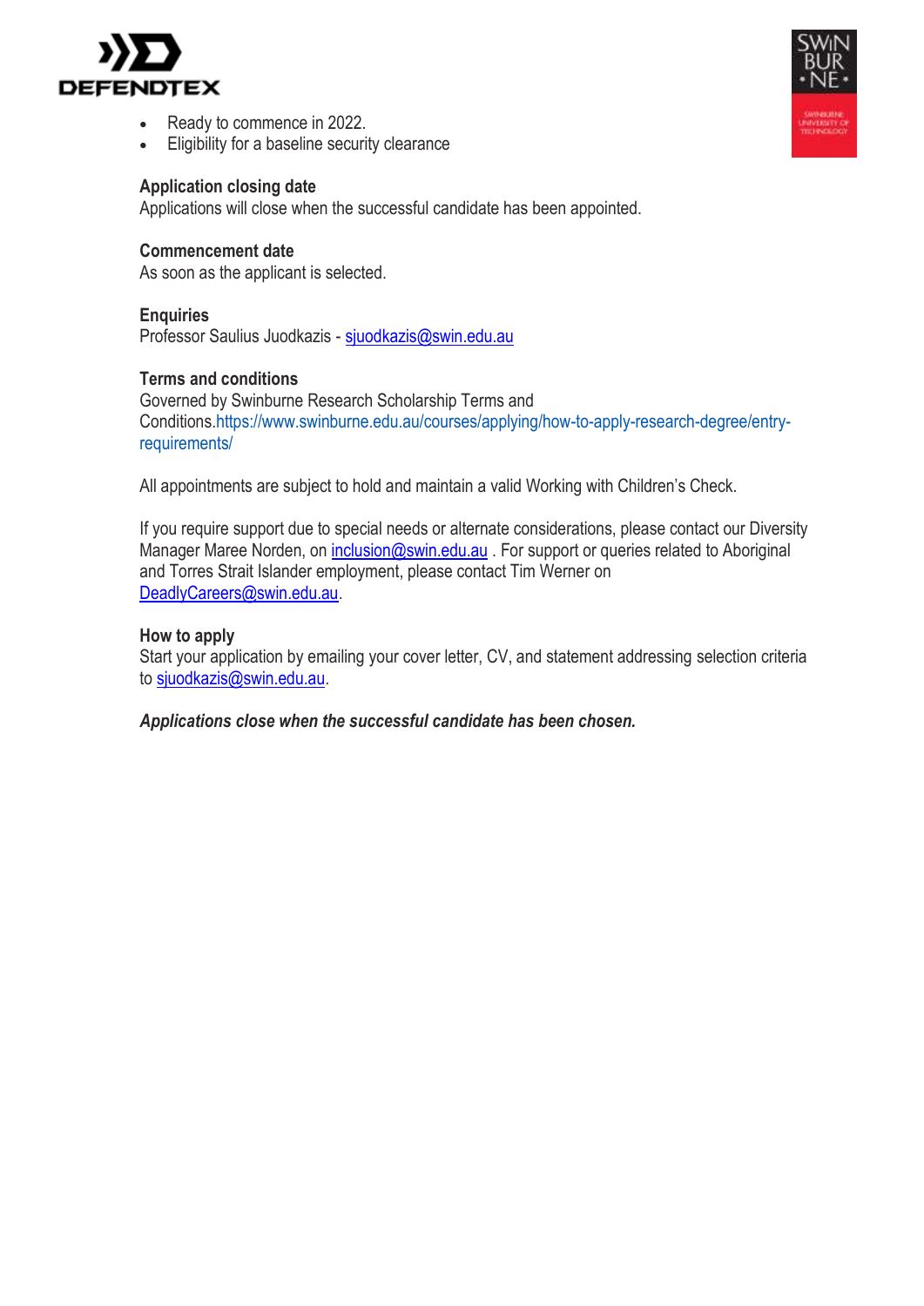- Ready to commence in 2022.
- Eligibility for a baseline security clearance

**Application closing date**
Applications will close when the successful candidate has been appointed.

**Commencement date**
As soon as the applicant is selected.

**Enquiries**
Professor Saulius Juodkazis - sjuodkazis@swin.edu.au

**Terms and conditions**
Governed by Swinburne Research Scholarship Terms and Conditions.https://www.swinburne.edu.au/courses/applying/how-to-apply-research-degree/entry-requirements/

All appointments are subject to hold and maintain a valid Working with Children's Check.

If you require support due to special needs or alternate considerations, please contact our Diversity Manager Maree Norden, on inclusion@swin.edu.au . For support or queries related to Aboriginal and Torres Strait Islander employment, please contact Tim Werner on DeadlyCareers@swin.edu.au.

**How to apply**
Start your application by emailing your cover letter, CV, and statement addressing selection criteria to sjuodkazis@swin.edu.au.

***Applications close when the successful candidate has been chosen.***